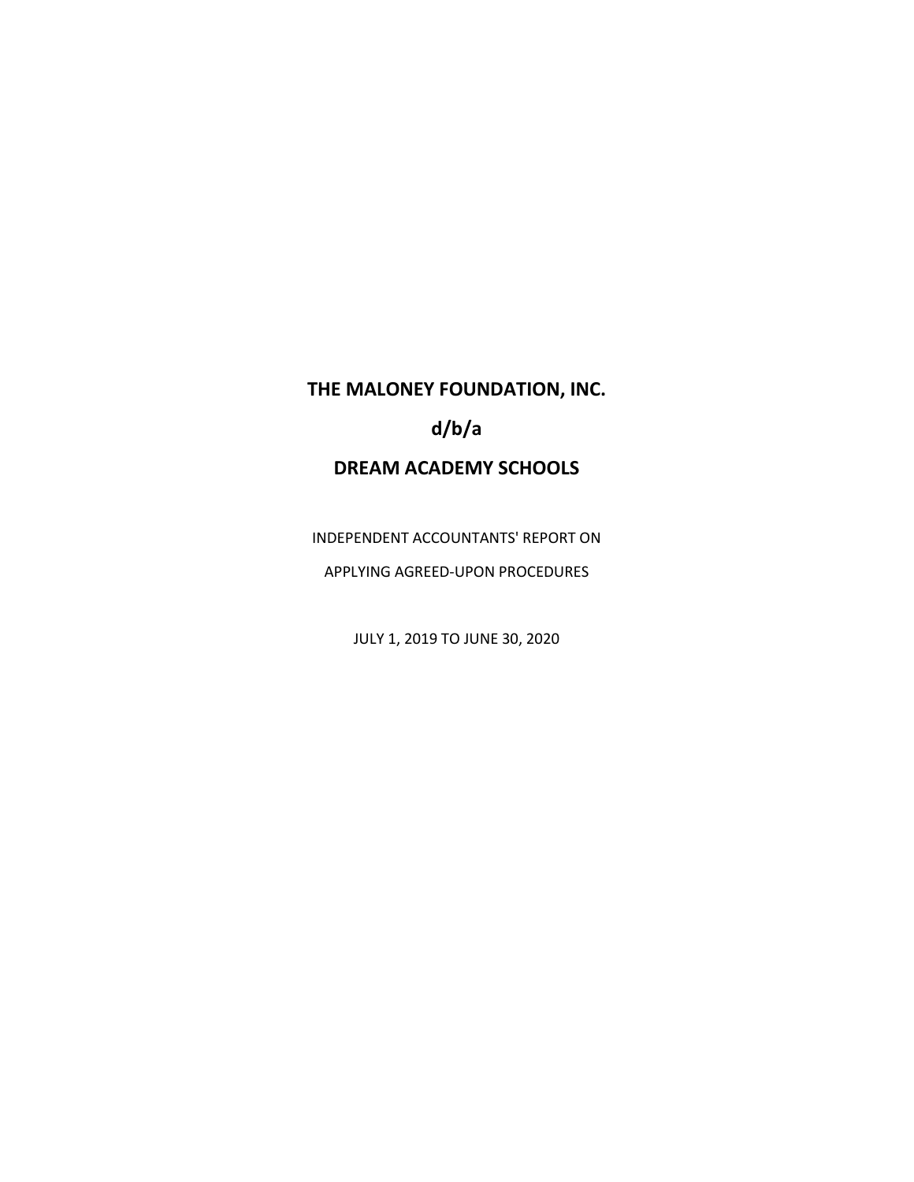# THE MALONEY FOUNDATION, INC.

# d/b/a

# DREAM ACADEMY SCHOOLS

INDEPENDENT ACCOUNTANTS' REPORT ON

APPLYING AGREED-UPON PROCEDURES

JULY 1, 2019 TO JUNE 30, 2020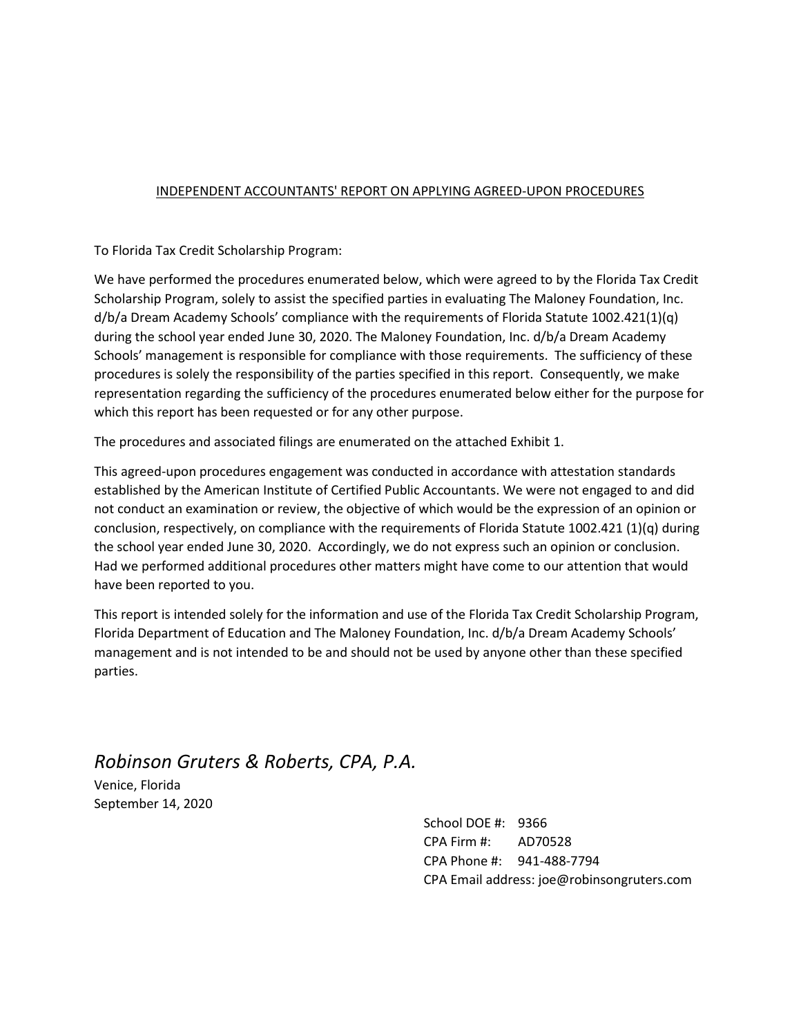<u>INDEPENDENT ACCOUNTANTS' REPORT ON APPLYING AGREED-UPON PROCEDURES</u>

To Florida Tax Credit Scholarship Program:

We have performed the procedures enumerated below, which were agreed to by the Florida Tax Credit Scholarship Program, solely to assist the specified parties in evaluating The Maloney Foundation, Inc. d/b/a Dream Academy Schools' compliance with the requirements of Florida Statute 1002.421(1)(q) during the school year ended June 30, 2020. The Maloney Foundation, Inc. d/b/a Dream Academy Schools' management is responsible for compliance with those requirements. The sufficiency of these procedures is solely the responsibility of the parties specified in this report. Consequently, we make representation regarding the sufficiency of the procedures enumerated below either for the purpose for which this report has been requested or for any other purpose.

The procedures and associated filings are enumerated on the attached Exhibit 1.

This agreed-upon procedures engagement was conducted in accordance with attestation standards established by the American Institute of Certified Public Accountants. We were not engaged to and did not conduct an examination or review, the objective of which would be the expression of an opinion or conclusion, respectively, on compliance with the requirements of Florida Statute 1002.421 (1)(q) during the school year ended June 30, 2020. Accordingly, we do not express such an opinion or conclusion. Had we performed additional procedures other matters might have come to our attention that would have been reported to you.

This report is intended solely for the information and use of the Florida Tax Credit Scholarship Program, Florida Department of Education and The Maloney Foundation, Inc. d/b/a Dream Academy Schools' management and is not intended to be and should not be used by anyone other than these specified parties.

*Robinson Gruters & Roberts, CPA, P.A.*

Venice, Florida
September 14, 2020

School DOE #: 9366
CPA Firm #: AD70528
CPA Phone #: 941-488-7794
CPA Email address: joe@robinsongruters.com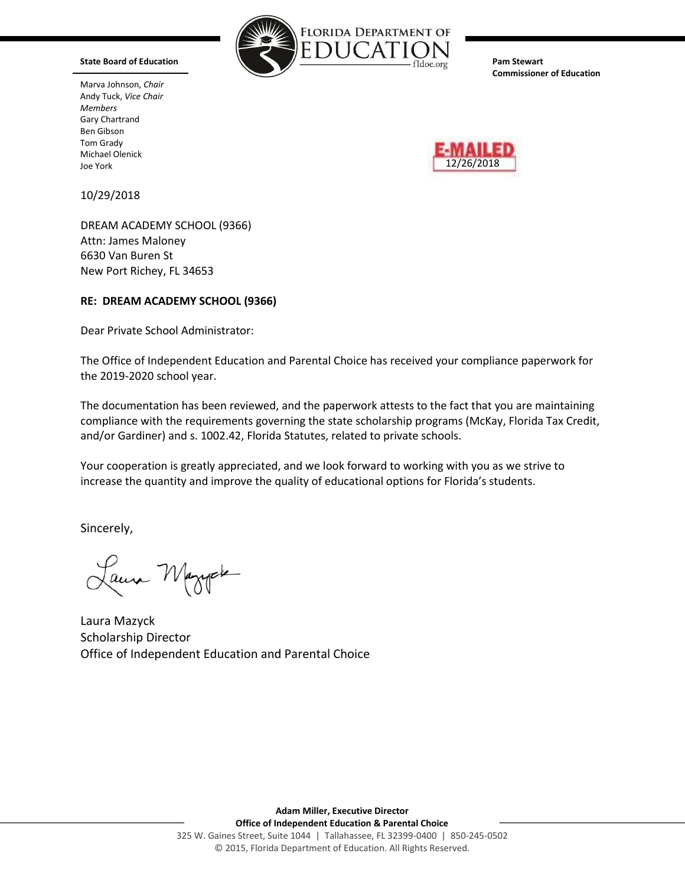FLORIDA DEPARTMENT OF EDUCATION
fldoe.org

**State Board of Education**

Marva Johnson, *Chair*
Andy Tuck, *Vice Chair*
*Members*
Gary Chartrand
Ben Gibson
Tom Grady
Michael Olenick
Joe York

**Pam Stewart**
**Commissioner of Education**

E-MAILED
12/26/2018

10/29/2018

DREAM ACADEMY SCHOOL (9366)
Attn: James Maloney
6630 Van Buren St
New Port Richey, FL 34653

**RE: DREAM ACADEMY SCHOOL (9366)**

Dear Private School Administrator:

The Office of Independent Education and Parental Choice has received your compliance paperwork for the 2019-2020 school year.

The documentation has been reviewed, and the paperwork attests to the fact that you are maintaining compliance with the requirements governing the state scholarship programs (McKay, Florida Tax Credit, and/or Gardiner) and s. 1002.42, Florida Statutes, related to private schools.

Your cooperation is greatly appreciated, and we look forward to working with you as we strive to increase the quantity and improve the quality of educational options for Florida's students.

Sincerely,

Laura Mazyck

Laura Mazyck
Scholarship Director
Office of Independent Education and Parental Choice

**Adam Miller, Executive Director**
**Office of Independent Education & Parental Choice**
325 W. Gaines Street, Suite 1044 | Tallahassee, FL 32399-0400 | 850-245-0502
© 2015, Florida Department of Education. All Rights Reserved.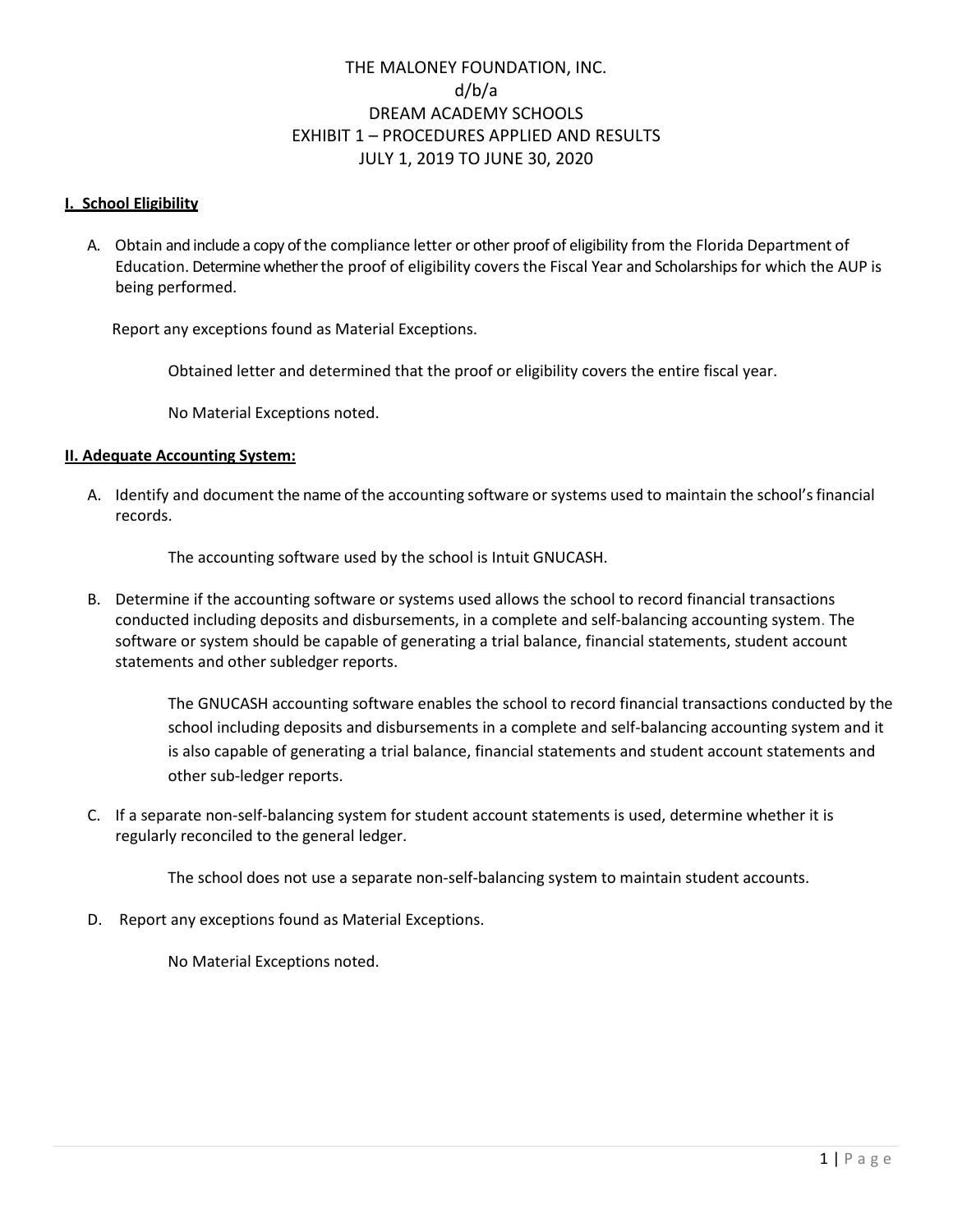THE MALONEY FOUNDATION, INC.
d/b/a
DREAM ACADEMY SCHOOLS
EXHIBIT 1 – PROCEDURES APPLIED AND RESULTS
JULY 1, 2019 TO JUNE 30, 2020

**I. School Eligibility**

A. Obtain and include a copy of the compliance letter or other proof of eligibility from the Florida Department of Education. Determine whether the proof of eligibility covers the Fiscal Year and Scholarships for which the AUP is being performed.

Report any exceptions found as Material Exceptions.

Obtained letter and determined that the proof or eligibility covers the entire fiscal year.

No Material Exceptions noted.

**II. Adequate Accounting System:**

A. Identify and document the name of the accounting software or systems used to maintain the school's financial records.

The accounting software used by the school is Intuit GNUCASH.

B. Determine if the accounting software or systems used allows the school to record financial transactions conducted including deposits and disbursements, in a complete and self-balancing accounting system. The software or system should be capable of generating a trial balance, financial statements, student account statements and other subledger reports.

The GNUCASH accounting software enables the school to record financial transactions conducted by the school including deposits and disbursements in a complete and self-balancing accounting system and it is also capable of generating a trial balance, financial statements and student account statements and other sub-ledger reports.

C. If a separate non-self-balancing system for student account statements is used, determine whether it is regularly reconciled to the general ledger.

The school does not use a separate non-self-balancing system to maintain student accounts.

D. Report any exceptions found as Material Exceptions.

No Material Exceptions noted.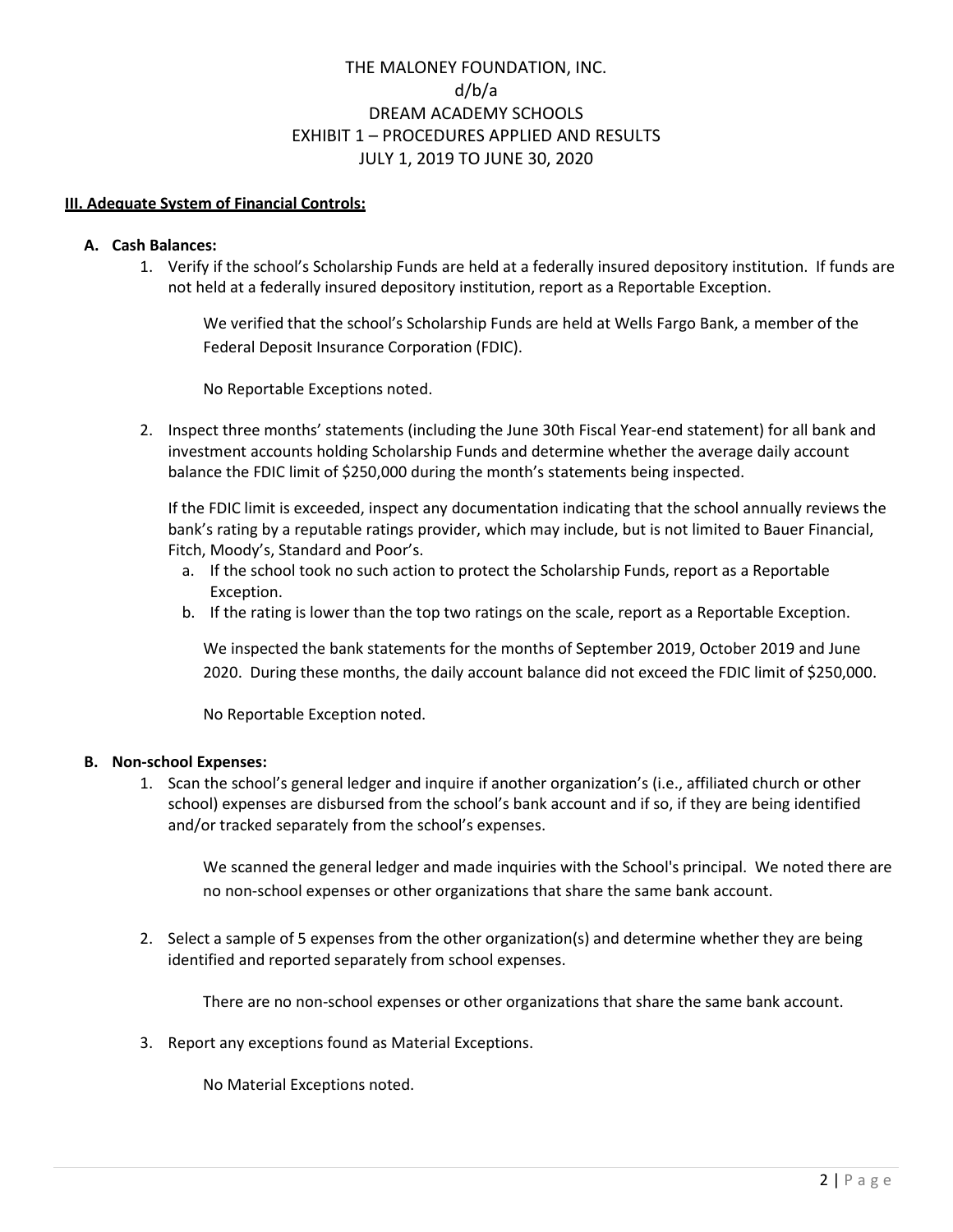# THE MALONEY FOUNDATION, INC.
# d/b/a
# DREAM ACADEMY SCHOOLS
# EXHIBIT 1 – PROCEDURES APPLIED AND RESULTS
# JULY 1, 2019 TO JUNE 30, 2020

**III. Adequate System of Financial Controls:**

**A. Cash Balances:**

1. Verify if the school's Scholarship Funds are held at a federally insured depository institution. If funds are not held at a federally insured depository institution, report as a Reportable Exception.

   We verified that the school's Scholarship Funds are held at Wells Fargo Bank, a member of the Federal Deposit Insurance Corporation (FDIC).

   No Reportable Exceptions noted.

2. Inspect three months' statements (including the June 30th Fiscal Year-end statement) for all bank and investment accounts holding Scholarship Funds and determine whether the average daily account balance the FDIC limit of $250,000 during the month's statements being inspected.

   If the FDIC limit is exceeded, inspect any documentation indicating that the school annually reviews the bank's rating by a reputable ratings provider, which may include, but is not limited to Bauer Financial, Fitch, Moody's, Standard and Poor's.

   a. If the school took no such action to protect the Scholarship Funds, report as a Reportable Exception.
   b. If the rating is lower than the top two ratings on the scale, report as a Reportable Exception.

   We inspected the bank statements for the months of September 2019, October 2019 and June 2020. During these months, the daily account balance did not exceed the FDIC limit of $250,000.

   No Reportable Exception noted.

**B. Non-school Expenses:**

1. Scan the school's general ledger and inquire if another organization's (i.e., affiliated church or other school) expenses are disbursed from the school's bank account and if so, if they are being identified and/or tracked separately from the school's expenses.

   We scanned the general ledger and made inquiries with the School's principal. We noted there are no non-school expenses or other organizations that share the same bank account.

2. Select a sample of 5 expenses from the other organization(s) and determine whether they are being identified and reported separately from school expenses.

   There are no non-school expenses or other organizations that share the same bank account.

3. Report any exceptions found as Material Exceptions.

   No Material Exceptions noted.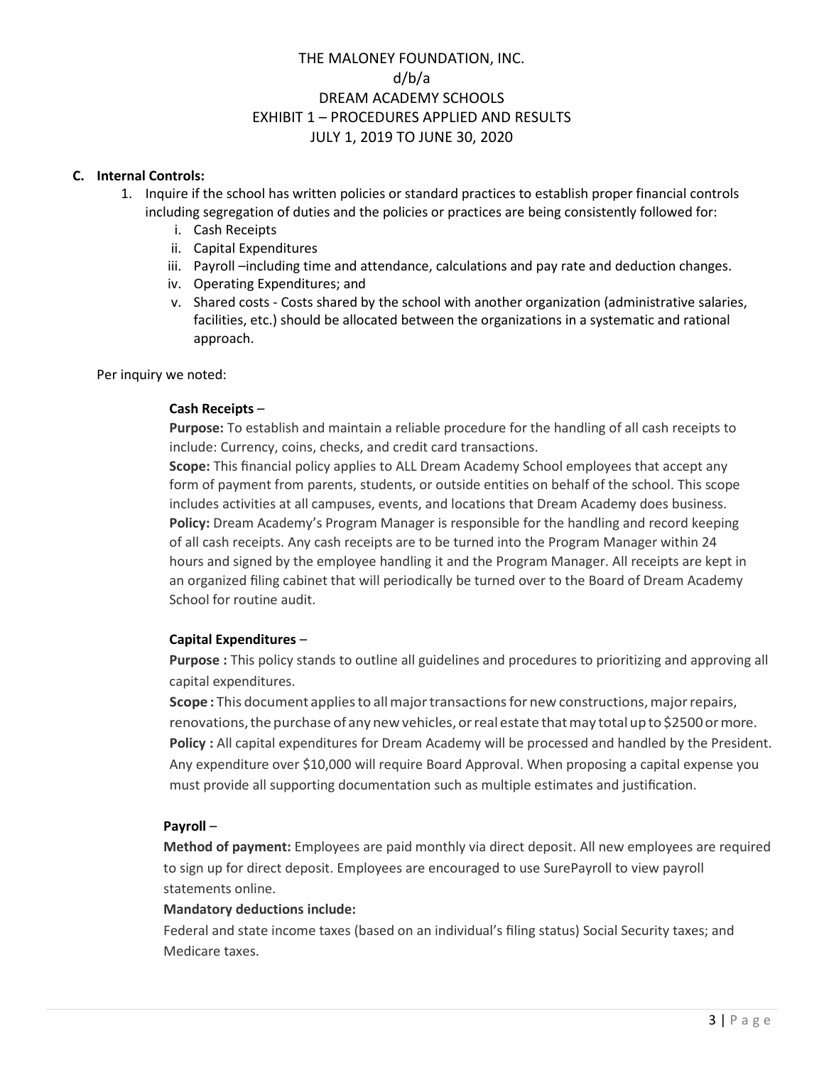# THE MALONEY FOUNDATION, INC.
# d/b/a
# DREAM ACADEMY SCHOOLS
# EXHIBIT 1 – PROCEDURES APPLIED AND RESULTS
# JULY 1, 2019 TO JUNE 30, 2020

**C. Internal Controls:**

1. Inquire if the school has written policies or standard practices to establish proper financial controls including segregation of duties and the policies or practices are being consistently followed for:
   i. Cash Receipts
   ii. Capital Expenditures
   iii. Payroll –including time and attendance, calculations and pay rate and deduction changes.
   iv. Operating Expenditures; and
   v. Shared costs - Costs shared by the school with another organization (administrative salaries, facilities, etc.) should be allocated between the organizations in a systematic and rational approach.

Per inquiry we noted:

**Cash Receipts** –

**Purpose:** To establish and maintain a reliable procedure for the handling of all cash receipts to include: Currency, coins, checks, and credit card transactions.

**Scope:** This financial policy applies to ALL Dream Academy School employees that accept any form of payment from parents, students, or outside entities on behalf of the school. This scope includes activities at all campuses, events, and locations that Dream Academy does business.

**Policy:** Dream Academy's Program Manager is responsible for the handling and record keeping of all cash receipts. Any cash receipts are to be turned into the Program Manager within 24 hours and signed by the employee handling it and the Program Manager. All receipts are kept in an organized filing cabinet that will periodically be turned over to the Board of Dream Academy School for routine audit.

**Capital Expenditures** –

**Purpose :** This policy stands to outline all guidelines and procedures to prioritizing and approving all capital expenditures.

**Scope :** This document applies to all major transactions for new constructions, major repairs, renovations, the purchase of any new vehicles, or real estate that may total up to $2500 or more.

**Policy :** All capital expenditures for Dream Academy will be processed and handled by the President. Any expenditure over $10,000 will require Board Approval. When proposing a capital expense you must provide all supporting documentation such as multiple estimates and justification.

**Payroll** –

**Method of payment:** Employees are paid monthly via direct deposit. All new employees are required to sign up for direct deposit. Employees are encouraged to use SurePayroll to view payroll statements online.

**Mandatory deductions include:**

Federal and state income taxes (based on an individual's filing status) Social Security taxes; and Medicare taxes.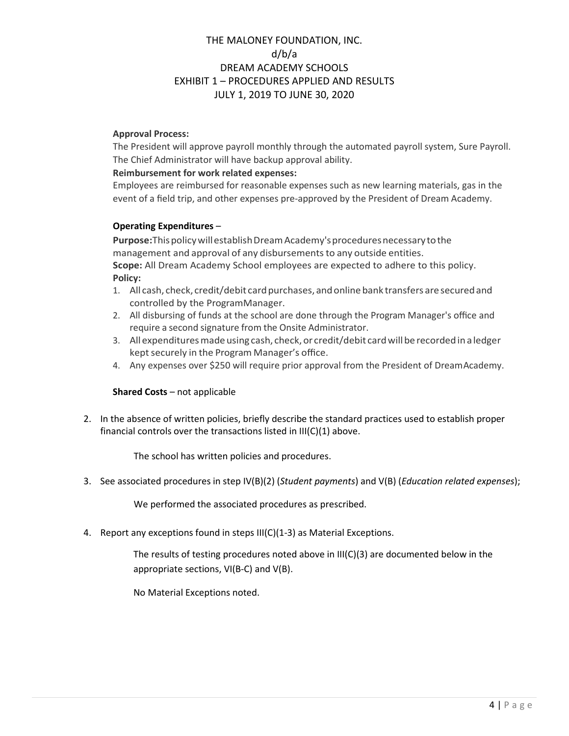# THE MALONEY FOUNDATION, INC.
# d/b/a
# DREAM ACADEMY SCHOOLS
# EXHIBIT 1 – PROCEDURES APPLIED AND RESULTS
# JULY 1, 2019 TO JUNE 30, 2020

**Approval Process:**
The President will approve payroll monthly through the automated payroll system, Sure Payroll. The Chief Administrator will have backup approval ability.

**Reimbursement for work related expenses:**
Employees are reimbursed for reasonable expenses such as new learning materials, gas in the event of a field trip, and other expenses pre-approved by the President of Dream Academy.

**Operating Expenditures** –

**Purpose:** This policy will establish Dream Academy's procedures necessary to the management and approval of any disbursements to any outside entities.
**Scope:** All Dream Academy School employees are expected to adhere to this policy.
**Policy:**

1. All cash, check, credit/debit card purchases, and online bank transfers are secured and controlled by the ProgramManager.
2. All disbursing of funds at the school are done through the Program Manager's office and require a second signature from the Onsite Administrator.
3. All expenditures made using cash, check, or credit/debit card will be recorded in a ledger kept securely in the Program Manager's office.
4. Any expenses over $250 will require prior approval from the President of DreamAcademy.

**Shared Costs** – not applicable

2. In the absence of written policies, briefly describe the standard practices used to establish proper financial controls over the transactions listed in III(C)(1) above.

   The school has written policies and procedures.

3. See associated procedures in step IV(B)(2) (*Student payments*) and V(B) (*Education related expenses*);

   We performed the associated procedures as prescribed.

4. Report any exceptions found in steps III(C)(1-3) as Material Exceptions.

   The results of testing procedures noted above in III(C)(3) are documented below in the appropriate sections, VI(B-C) and V(B).

   No Material Exceptions noted.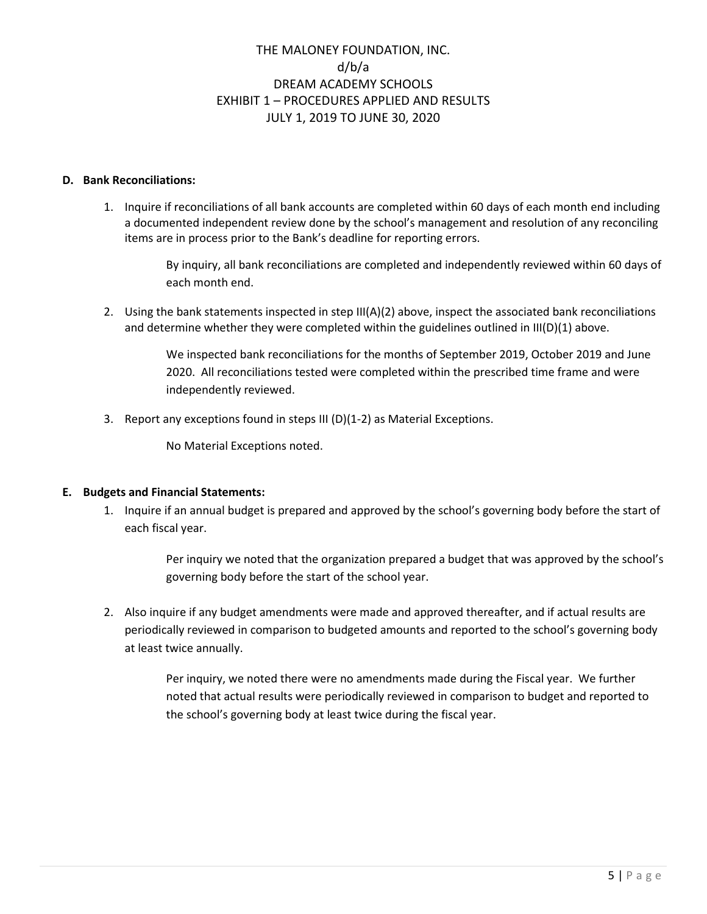# THE MALONEY FOUNDATION, INC.
# d/b/a
# DREAM ACADEMY SCHOOLS
# EXHIBIT 1 – PROCEDURES APPLIED AND RESULTS
# JULY 1, 2019 TO JUNE 30, 2020

**D. Bank Reconciliations:**

1. Inquire if reconciliations of all bank accounts are completed within 60 days of each month end including a documented independent review done by the school's management and resolution of any reconciling items are in process prior to the Bank's deadline for reporting errors.

   By inquiry, all bank reconciliations are completed and independently reviewed within 60 days of each month end.

2. Using the bank statements inspected in step III(A)(2) above, inspect the associated bank reconciliations and determine whether they were completed within the guidelines outlined in III(D)(1) above.

   We inspected bank reconciliations for the months of September 2019, October 2019 and June 2020. All reconciliations tested were completed within the prescribed time frame and were independently reviewed.

3. Report any exceptions found in steps III (D)(1-2) as Material Exceptions.

   No Material Exceptions noted.

**E. Budgets and Financial Statements:**

1. Inquire if an annual budget is prepared and approved by the school's governing body before the start of each fiscal year.

   Per inquiry we noted that the organization prepared a budget that was approved by the school's governing body before the start of the school year.

2. Also inquire if any budget amendments were made and approved thereafter, and if actual results are periodically reviewed in comparison to budgeted amounts and reported to the school's governing body at least twice annually.

   Per inquiry, we noted there were no amendments made during the Fiscal year. We further noted that actual results were periodically reviewed in comparison to budget and reported to the school's governing body at least twice during the fiscal year.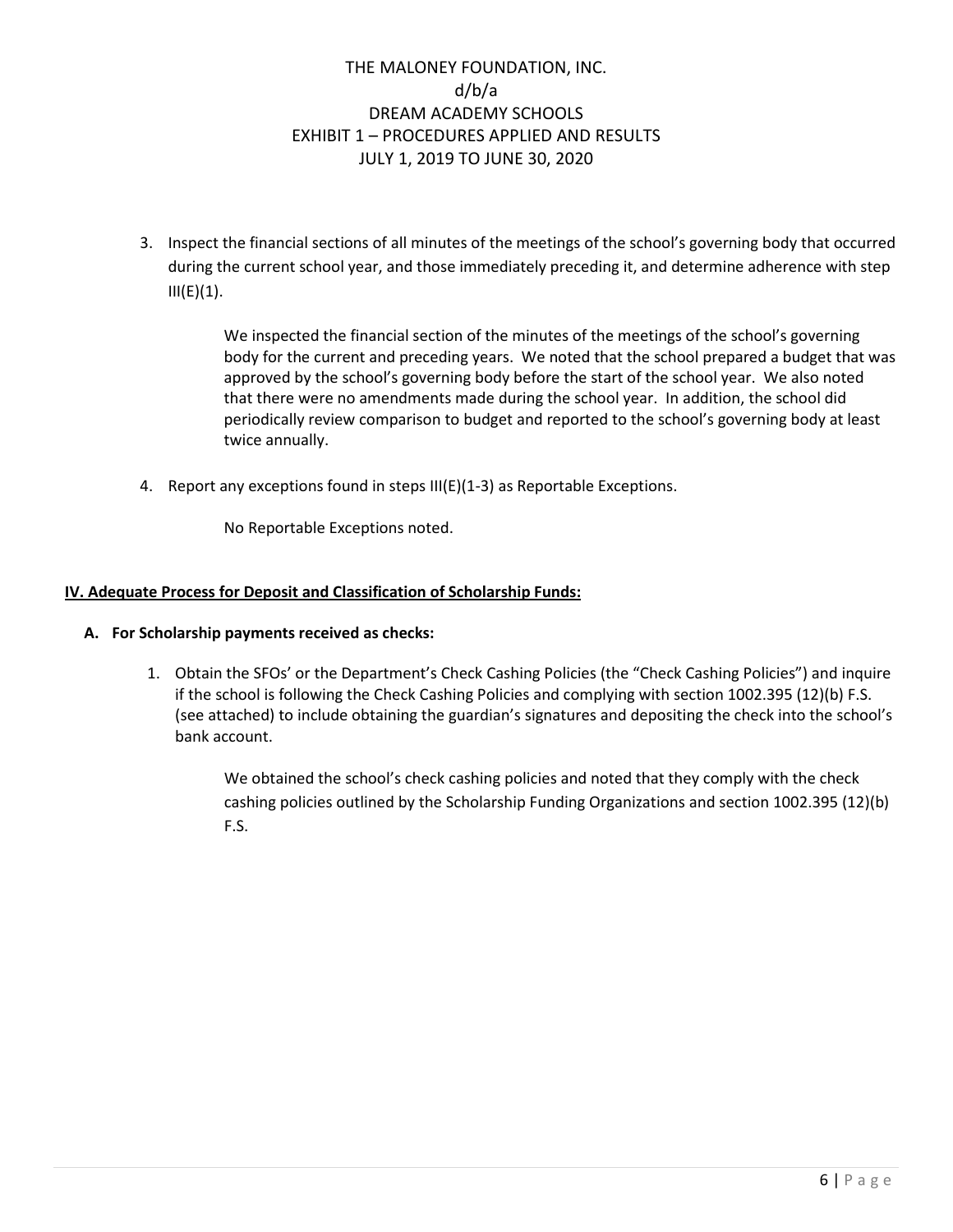3. Inspect the financial sections of all minutes of the meetings of the school's governing body that occurred during the current school year, and those immediately preceding it, and determine adherence with step III(E)(1).

   We inspected the financial section of the minutes of the meetings of the school's governing body for the current and preceding years. We noted that the school prepared a budget that was approved by the school's governing body before the start of the school year. We also noted that there were no amendments made during the school year. In addition, the school did periodically review comparison to budget and reported to the school's governing body at least twice annually.

4. Report any exceptions found in steps III(E)(1-3) as Reportable Exceptions.

   No Reportable Exceptions noted.

## IV. Adequate Process for Deposit and Classification of Scholarship Funds:

### A. For Scholarship payments received as checks:

1. Obtain the SFOs' or the Department's Check Cashing Policies (the "Check Cashing Policies") and inquire if the school is following the Check Cashing Policies and complying with section 1002.395 (12)(b) F.S. (see attached) to include obtaining the guardian's signatures and depositing the check into the school's bank account.

   We obtained the school's check cashing policies and noted that they comply with the check cashing policies outlined by the Scholarship Funding Organizations and section 1002.395 (12)(b) F.S.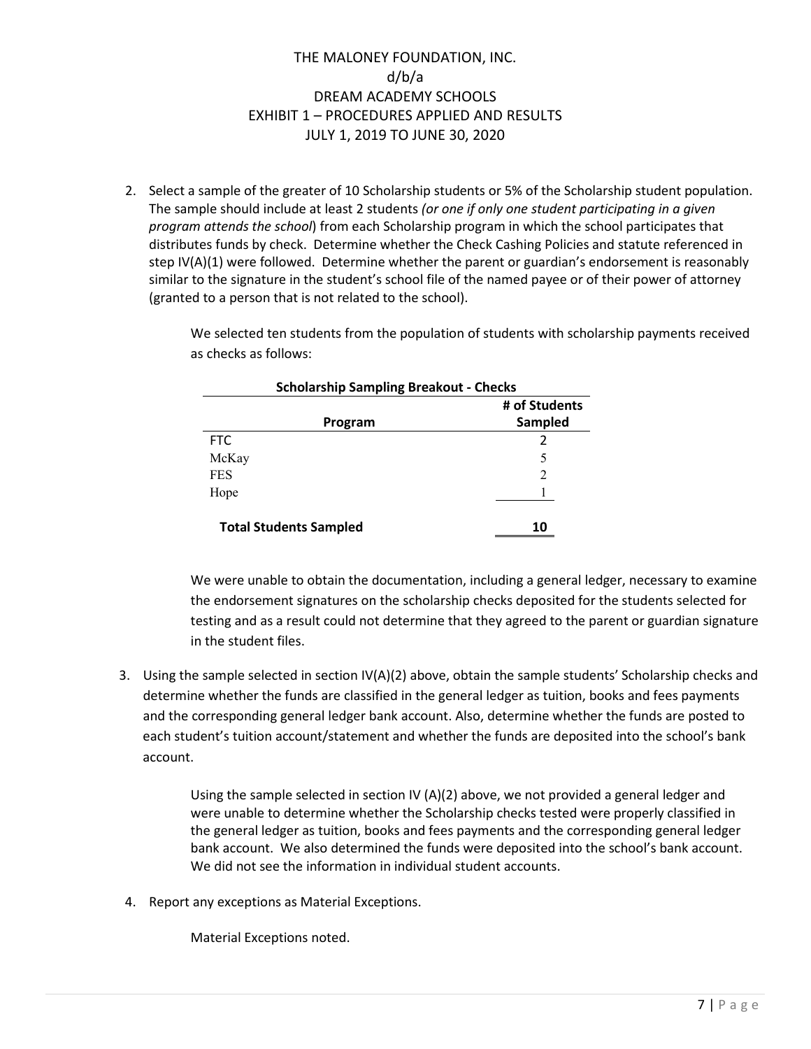THE MALONEY FOUNDATION, INC.
d/b/a
DREAM ACADEMY SCHOOLS
EXHIBIT 1 – PROCEDURES APPLIED AND RESULTS
JULY 1, 2019 TO JUNE 30, 2020

2. Select a sample of the greater of 10 Scholarship students or 5% of the Scholarship student population. The sample should include at least 2 students *(or one if only one student participating in a given program attends the school*) from each Scholarship program in which the school participates that distributes funds by check. Determine whether the Check Cashing Policies and statute referenced in step IV(A)(1) were followed. Determine whether the parent or guardian's endorsement is reasonably similar to the signature in the student's school file of the named payee or of their power of attorney (granted to a person that is not related to the school).

   We selected ten students from the population of students with scholarship payments received as checks as follows:

   **Scholarship Sampling Breakout - Checks**

   | Program | # of Students Sampled |
   |---|---|
   | FTC | 2 |
   | McKay | 5 |
   | FES | 2 |
   | Hope | 1 |
   | **Total Students Sampled** | **10** |

   We were unable to obtain the documentation, including a general ledger, necessary to examine the endorsement signatures on the scholarship checks deposited for the students selected for testing and as a result could not determine that they agreed to the parent or guardian signature in the student files.

3. Using the sample selected in section IV(A)(2) above, obtain the sample students' Scholarship checks and determine whether the funds are classified in the general ledger as tuition, books and fees payments and the corresponding general ledger bank account. Also, determine whether the funds are posted to each student's tuition account/statement and whether the funds are deposited into the school's bank account.

   Using the sample selected in section IV (A)(2) above, we not provided a general ledger and were unable to determine whether the Scholarship checks tested were properly classified in the general ledger as tuition, books and fees payments and the corresponding general ledger bank account. We also determined the funds were deposited into the school's bank account. We did not see the information in individual student accounts.

4. Report any exceptions as Material Exceptions.

   Material Exceptions noted.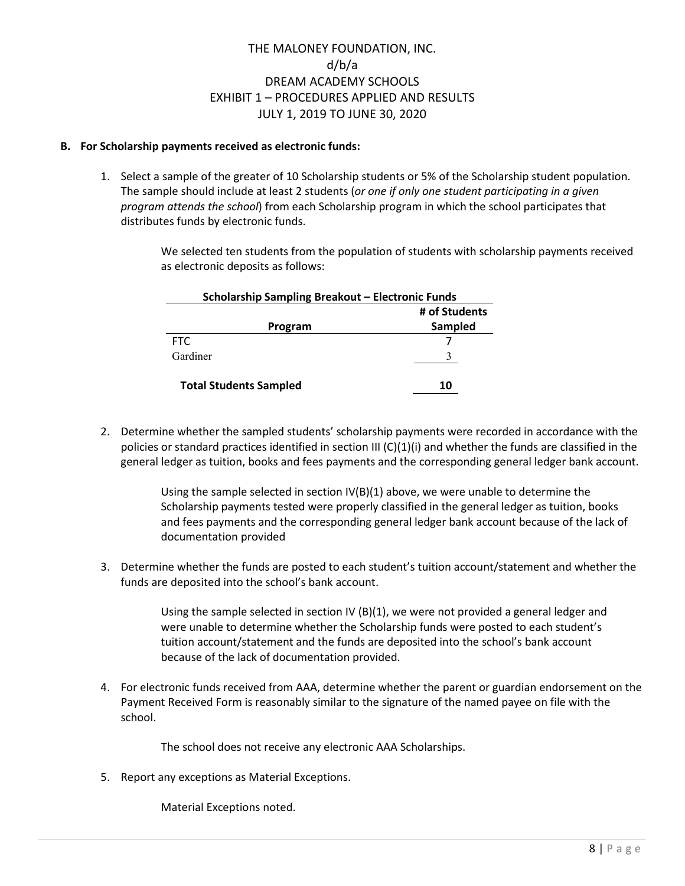# THE MALONEY FOUNDATION, INC.
# d/b/a
# DREAM ACADEMY SCHOOLS
# EXHIBIT 1 – PROCEDURES APPLIED AND RESULTS
# JULY 1, 2019 TO JUNE 30, 2020

**B. For Scholarship payments received as electronic funds:**

1. Select a sample of the greater of 10 Scholarship students or 5% of the Scholarship student population. The sample should include at least 2 students (*or one if only one student participating in a given program attends the school*) from each Scholarship program in which the school participates that distributes funds by electronic funds.

   We selected ten students from the population of students with scholarship payments received as electronic deposits as follows:

   **Scholarship Sampling Breakout – Electronic Funds**

   | Program | # of Students Sampled |
   |---|---|
   | FTC | 7 |
   | Gardiner | 3 |
   | **Total Students Sampled** | **10** |

2. Determine whether the sampled students' scholarship payments were recorded in accordance with the policies or standard practices identified in section III (C)(1)(i) and whether the funds are classified in the general ledger as tuition, books and fees payments and the corresponding general ledger bank account.

   Using the sample selected in section IV(B)(1) above, we were unable to determine the Scholarship payments tested were properly classified in the general ledger as tuition, books and fees payments and the corresponding general ledger bank account because of the lack of documentation provided

3. Determine whether the funds are posted to each student's tuition account/statement and whether the funds are deposited into the school's bank account.

   Using the sample selected in section IV (B)(1), we were not provided a general ledger and were unable to determine whether the Scholarship funds were posted to each student's tuition account/statement and the funds are deposited into the school's bank account because of the lack of documentation provided.

4. For electronic funds received from AAA, determine whether the parent or guardian endorsement on the Payment Received Form is reasonably similar to the signature of the named payee on file with the school.

   The school does not receive any electronic AAA Scholarships.

5. Report any exceptions as Material Exceptions.

   Material Exceptions noted.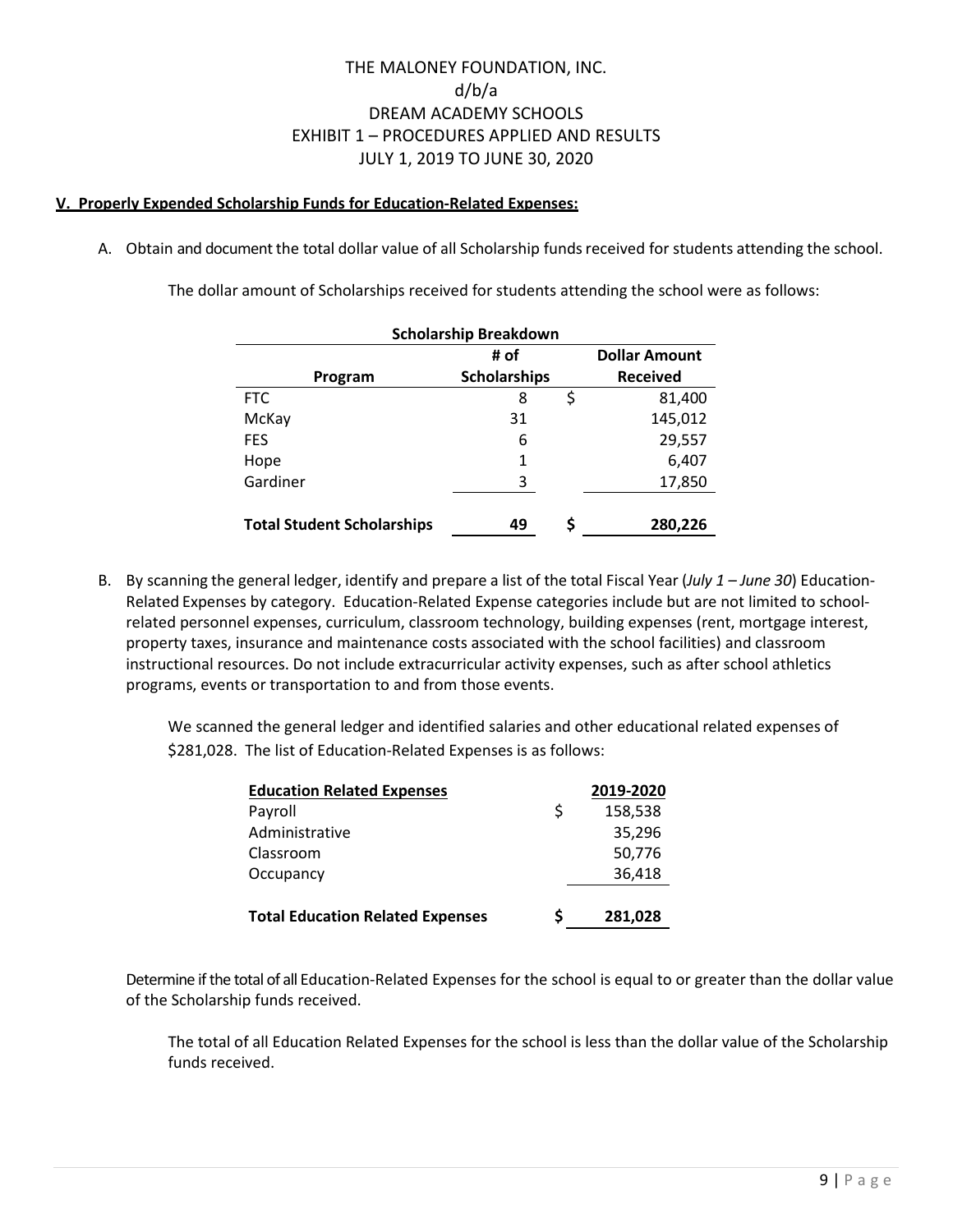THE MALONEY FOUNDATION, INC.
d/b/a
DREAM ACADEMY SCHOOLS
EXHIBIT 1 – PROCEDURES APPLIED AND RESULTS
JULY 1, 2019 TO JUNE 30, 2020

**V. Properly Expended Scholarship Funds for Education-Related Expenses:**

A. Obtain and document the total dollar value of all Scholarship funds received for students attending the school.

The dollar amount of Scholarships received for students attending the school were as follows:

| Scholarship Breakdown | | |
|---|---|---|
| **Program** | **# of Scholarships** | **Dollar Amount Received** |
| FTC | 8 | $ 81,400 |
| McKay | 31 | 145,012 |
| FES | 6 | 29,557 |
| Hope | 1 | 6,407 |
| Gardiner | 3 | 17,850 |
| **Total Student Scholarships** | **49** | **$ 280,226** |

B. By scanning the general ledger, identify and prepare a list of the total Fiscal Year (*July 1 – June 30*) Education-Related Expenses by category. Education-Related Expense categories include but are not limited to school-related personnel expenses, curriculum, classroom technology, building expenses (rent, mortgage interest, property taxes, insurance and maintenance costs associated with the school facilities) and classroom instructional resources. Do not include extracurricular activity expenses, such as after school athletics programs, events or transportation to and from those events.

We scanned the general ledger and identified salaries and other educational related expenses of $281,028. The list of Education-Related Expenses is as follows:

| **Education Related Expenses** | **2019-2020** |
|---|---|
| Payroll | $ 158,538 |
| Administrative | 35,296 |
| Classroom | 50,776 |
| Occupancy | 36,418 |
| **Total Education Related Expenses** | **$ 281,028** |

Determine if the total of all Education-Related Expenses for the school is equal to or greater than the dollar value of the Scholarship funds received.

The total of all Education Related Expenses for the school is less than the dollar value of the Scholarship funds received.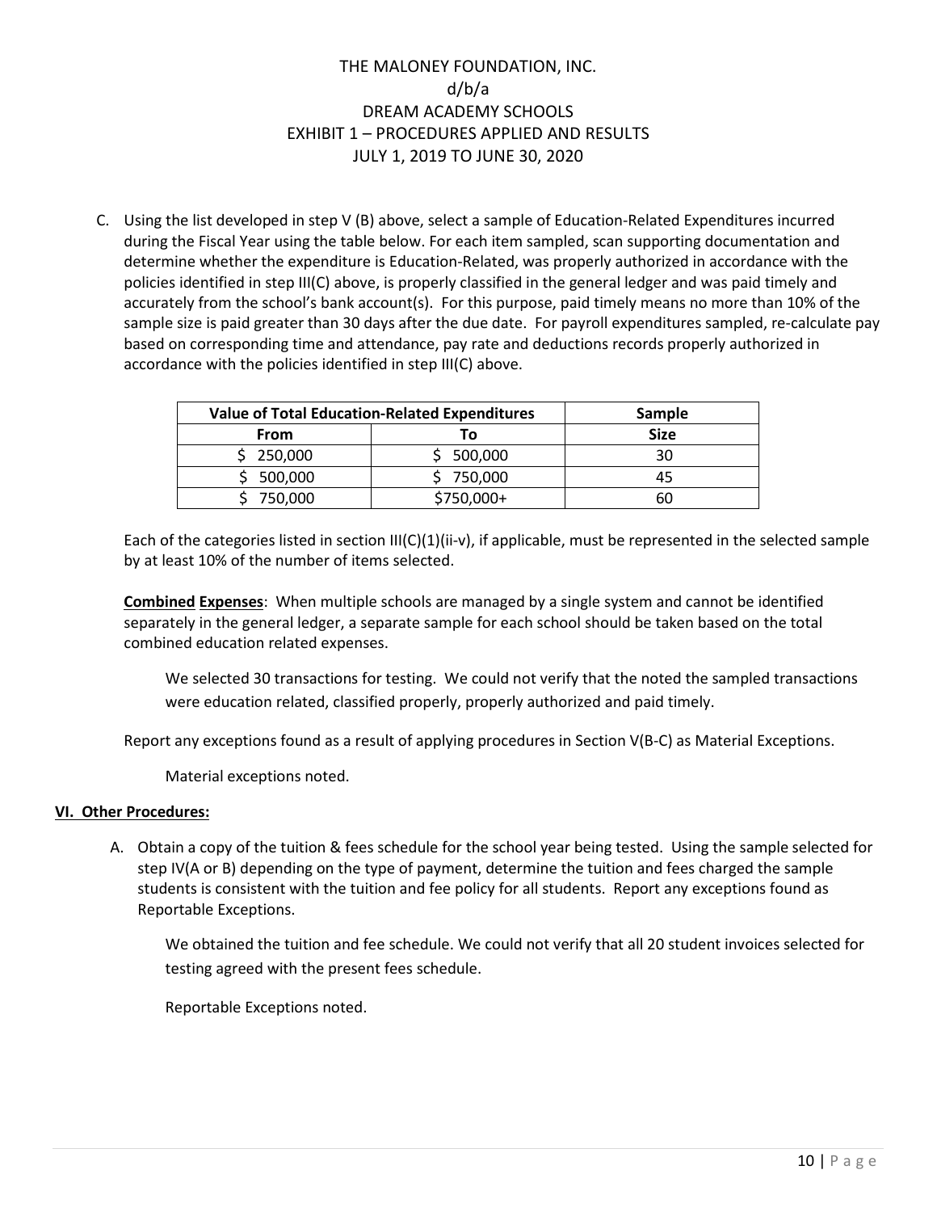THE MALONEY FOUNDATION, INC.
d/b/a
DREAM ACADEMY SCHOOLS
EXHIBIT 1 – PROCEDURES APPLIED AND RESULTS
JULY 1, 2019 TO JUNE 30, 2020

C. Using the list developed in step V (B) above, select a sample of Education-Related Expenditures incurred during the Fiscal Year using the table below. For each item sampled, scan supporting documentation and determine whether the expenditure is Education-Related, was properly authorized in accordance with the policies identified in step III(C) above, is properly classified in the general ledger and was paid timely and accurately from the school's bank account(s). For this purpose, paid timely means no more than 10% of the sample size is paid greater than 30 days after the due date. For payroll expenditures sampled, re-calculate pay based on corresponding time and attendance, pay rate and deductions records properly authorized in accordance with the policies identified in step III(C) above.

| Value of Total Education-Related Expenditures | | Sample |
|---|---|---|
| **From** | **To** | **Size** |
| $ 250,000 | $ 500,000 | 30 |
| $ 500,000 | $ 750,000 | 45 |
| $ 750,000 | $750,000+ | 60 |

Each of the categories listed in section III(C)(1)(ii-v), if applicable, must be represented in the selected sample by at least 10% of the number of items selected.

**Combined Expenses**: When multiple schools are managed by a single system and cannot be identified separately in the general ledger, a separate sample for each school should be taken based on the total combined education related expenses.

We selected 30 transactions for testing. We could not verify that the noted the sampled transactions were education related, classified properly, properly authorized and paid timely.

Report any exceptions found as a result of applying procedures in Section V(B-C) as Material Exceptions.

Material exceptions noted.

**VI. Other Procedures:**

A. Obtain a copy of the tuition & fees schedule for the school year being tested. Using the sample selected for step IV(A or B) depending on the type of payment, determine the tuition and fees charged the sample students is consistent with the tuition and fee policy for all students. Report any exceptions found as Reportable Exceptions.

We obtained the tuition and fee schedule. We could not verify that all 20 student invoices selected for testing agreed with the present fees schedule.

Reportable Exceptions noted.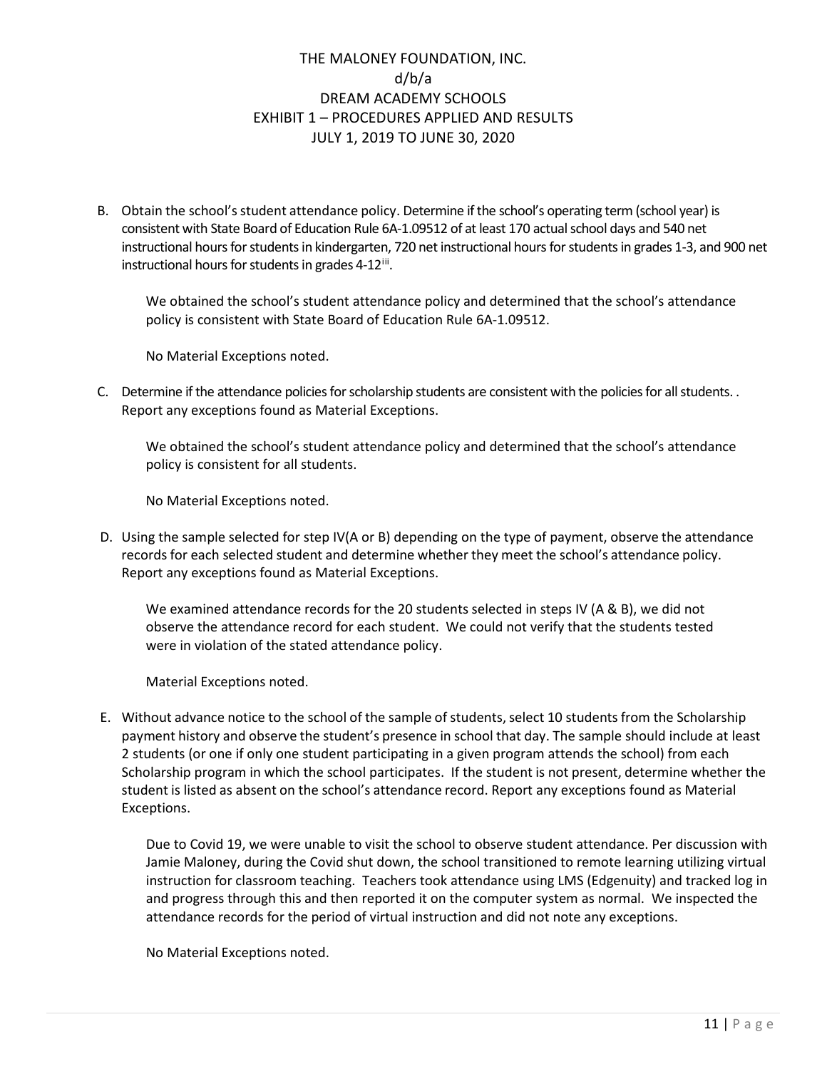# THE MALONEY FOUNDATION, INC.
# d/b/a
# DREAM ACADEMY SCHOOLS
# EXHIBIT 1 – PROCEDURES APPLIED AND RESULTS
# JULY 1, 2019 TO JUNE 30, 2020

B. Obtain the school's student attendance policy. Determine if the school's operating term (school year) is consistent with State Board of Education Rule 6A-1.09512 of at least 170 actual school days and 540 net instructional hours for students in kindergarten, 720 net instructional hours for students in grades 1-3, and 900 net instructional hours for students in grades 4-12[iii].

   We obtained the school's student attendance policy and determined that the school's attendance policy is consistent with State Board of Education Rule 6A-1.09512.

   No Material Exceptions noted.

C. Determine if the attendance policies for scholarship students are consistent with the policies for all students. . Report any exceptions found as Material Exceptions.

   We obtained the school's student attendance policy and determined that the school's attendance policy is consistent for all students.

   No Material Exceptions noted.

D. Using the sample selected for step IV(A or B) depending on the type of payment, observe the attendance records for each selected student and determine whether they meet the school's attendance policy. Report any exceptions found as Material Exceptions.

   We examined attendance records for the 20 students selected in steps IV (A & B), we did not observe the attendance record for each student. We could not verify that the students tested were in violation of the stated attendance policy.

   Material Exceptions noted.

E. Without advance notice to the school of the sample of students, select 10 students from the Scholarship payment history and observe the student's presence in school that day. The sample should include at least 2 students (or one if only one student participating in a given program attends the school) from each Scholarship program in which the school participates. If the student is not present, determine whether the student is listed as absent on the school's attendance record. Report any exceptions found as Material Exceptions.

   Due to Covid 19, we were unable to visit the school to observe student attendance. Per discussion with Jamie Maloney, during the Covid shut down, the school transitioned to remote learning utilizing virtual instruction for classroom teaching. Teachers took attendance using LMS (Edgenuity) and tracked log in and progress through this and then reported it on the computer system as normal. We inspected the attendance records for the period of virtual instruction and did not note any exceptions.

   No Material Exceptions noted.